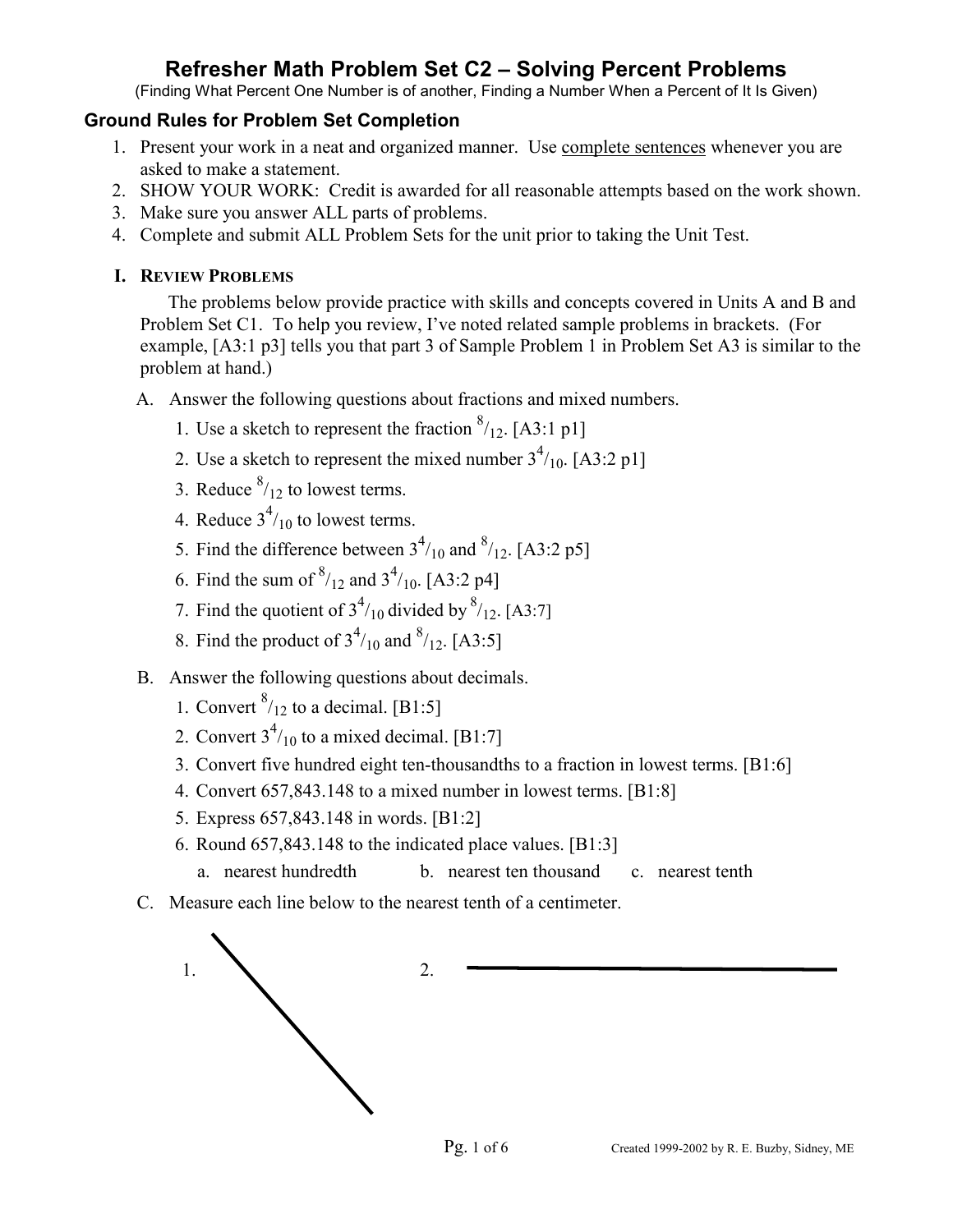# Refresher Math Problem Set C2 – Solving Percent Problems

(Finding What Percent One Number is of another, Finding a Number When a Percent of It Is Given)

## Ground Rules for Problem Set Completion

1. Present your work in a neat and organized manner. Use complete sentences whenever you are asked to make a statement.
2. SHOW YOUR WORK: Credit is awarded for all reasonable attempts based on the work shown.
3. Make sure you answer ALL parts of problems.
4. Complete and submit ALL Problem Sets for the unit prior to taking the Unit Test.

### I. Review Problems

The problems below provide practice with skills and concepts covered in Units A and B and Problem Set C1. To help you review, I've noted related sample problems in brackets. (For example, [A3:1 p3] tells you that part 3 of Sample Problem 1 in Problem Set A3 is similar to the problem at hand.)

A. Answer the following questions about fractions and mixed numbers.

1. Use a sketch to represent the fraction $^{8}/_{12}$. [A3:1 p1]
2. Use a sketch to represent the mixed number $3^{4}/_{10}$. [A3:2 p1]
3. Reduce $^{8}/_{12}$ to lowest terms.
4. Reduce $3^{4}/_{10}$ to lowest terms.
5. Find the difference between $3^{4}/_{10}$ and $^{8}/_{12}$. [A3:2 p5]
6. Find the sum of $^{8}/_{12}$ and $3^{4}/_{10}$. [A3:2 p4]
7. Find the quotient of $3^{4}/_{10}$ divided by $^{8}/_{12}$. [A3:7]
8. Find the product of $3^{4}/_{10}$ and $^{8}/_{12}$. [A3:5]

B. Answer the following questions about decimals.

1. Convert $^{8}/_{12}$ to a decimal. [B1:5]
2. Convert $3^{4}/_{10}$ to a mixed decimal. [B1:7]
3. Convert five hundred eight ten-thousandths to a fraction in lowest terms. [B1:6]
4. Convert 657,843.148 to a mixed number in lowest terms. [B1:8]
5. Express 657,843.148 in words. [B1:2]
6. Round 657,843.148 to the indicated place values. [B1:3]
   a. nearest hundredth  b. nearest ten thousand  c. nearest tenth

C. Measure each line below to the nearest tenth of a centimeter.

1.

2.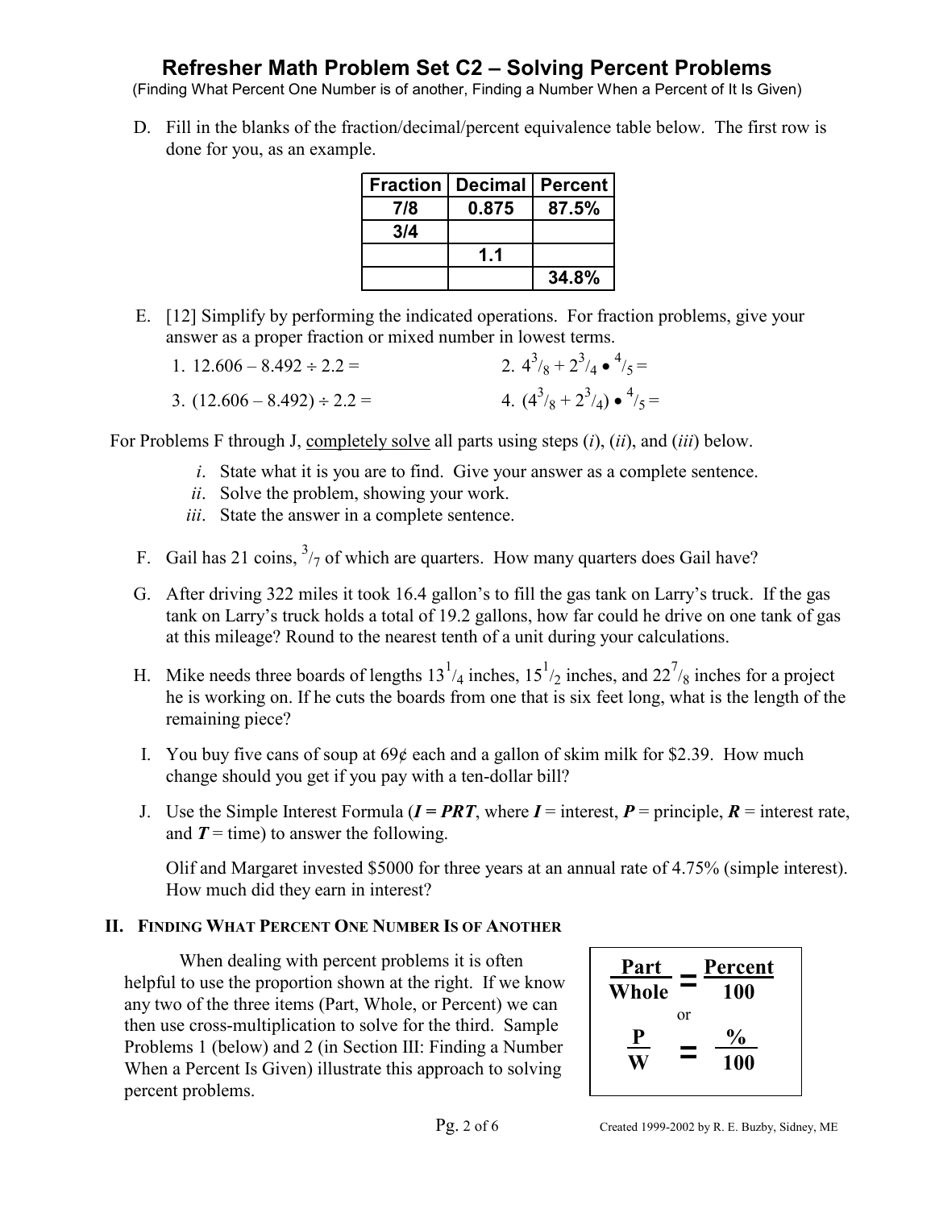# Refresher Math Problem Set C2 – Solving Percent Problems

(Finding What Percent One Number is of another, Finding a Number When a Percent of It Is Given)

D. Fill in the blanks of the fraction/decimal/percent equivalence table below. The first row is done for you, as an example.

| Fraction | Decimal | Percent |
|---|---|---|
| 7/8 | 0.875 | 87.5% |
| 3/4 | | |
| | 1.1 | |
| | | 34.8% |

E. [12] Simplify by performing the indicated operations. For fraction problems, give your answer as a proper fraction or mixed number in lowest terms.

1. $12.606 - 8.492 \div 2.2 =$
2. $4\,^3/_8 + 2\,^3/_4 \bullet {}^4/_5 =$
3. $(12.606 - 8.492) \div 2.2 =$
4. $(4\,^3/_8 + 2\,^3/_4) \bullet {}^4/_5 =$

For Problems F through J, completely solve all parts using steps (*i*), (*ii*), and (*iii*) below.

*i*. State what it is you are to find. Give your answer as a complete sentence.
*ii*. Solve the problem, showing your work.
*iii*. State the answer in a complete sentence.

F. Gail has 21 coins, $^3/_7$ of which are quarters. How many quarters does Gail have?

G. After driving 322 miles it took 16.4 gallon's to fill the gas tank on Larry's truck. If the gas tank on Larry's truck holds a total of 19.2 gallons, how far could he drive on one tank of gas at this mileage? Round to the nearest tenth of a unit during your calculations.

H. Mike needs three boards of lengths $13\,^1/_4$ inches, $15\,^1/_2$ inches, and $22\,^7/_8$ inches for a project he is working on. If he cuts the boards from one that is six feet long, what is the length of the remaining piece?

I. You buy five cans of soup at 69¢ each and a gallon of skim milk for $2.39. How much change should you get if you pay with a ten-dollar bill?

J. Use the Simple Interest Formula (***I = PRT***, where ***I*** = interest, ***P*** = principle, ***R*** = interest rate, and ***T*** = time) to answer the following.

Olif and Margaret invested $5000 for three years at an annual rate of 4.75% (simple interest). How much did they earn in interest?

## II. Finding What Percent One Number Is of Another

When dealing with percent problems it is often helpful to use the proportion shown at the right. If we know any two of the three items (Part, Whole, or Percent) we can then use cross-multiplication to solve for the third. Sample Problems 1 (below) and 2 (in Section III: Finding a Number When a Percent Is Given) illustrate this approach to solving percent problems.

$$\frac{\text{Part}}{\text{Whole}} = \frac{\text{Percent}}{100}$$

or

$$\frac{P}{W} = \frac{\%}{100}$$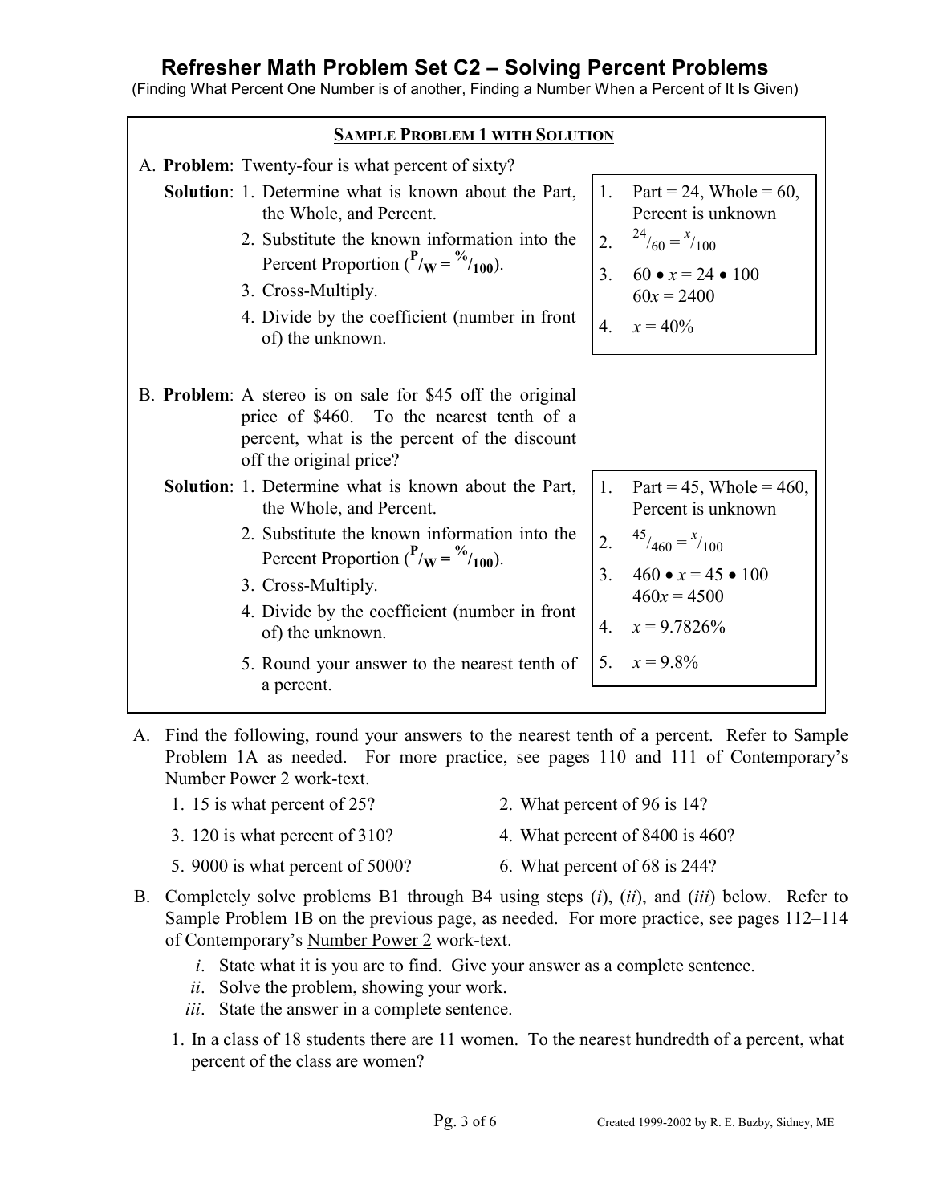# Refresher Math Problem Set C2 – Solving Percent Problems

(Finding What Percent One Number is of another, Finding a Number When a Percent of It Is Given)

## SAMPLE PROBLEM 1 WITH SOLUTION

A. **Problem**: Twenty-four is what percent of sixty?

**Solution**:
1. Determine what is known about the Part, the Whole, and Percent.
2. Substitute the known information into the Percent Proportion ($^{P}/_{W} = ^{\%}/_{100}$).
3. Cross-Multiply.
4. Divide by the coefficient (number in front of) the unknown.

1. Part = 24, Whole = 60, Percent is unknown
2. $^{24}/_{60} = ^{x}/_{100}$
3. $60 \bullet x = 24 \bullet 100$
   $60x = 2400$
4. $x = 40\%$

B. **Problem**: A stereo is on sale for \$45 off the original price of \$460. To the nearest tenth of a percent, what is the percent of the discount off the original price?

**Solution**:
1. Determine what is known about the Part, the Whole, and Percent.
2. Substitute the known information into the Percent Proportion ($^{P}/_{W} = ^{\%}/_{100}$).
3. Cross-Multiply.
4. Divide by the coefficient (number in front of) the unknown.
5. Round your answer to the nearest tenth of a percent.

1. Part = 45, Whole = 460, Percent is unknown
2. $^{45}/_{460} = ^{x}/_{100}$
3. $460 \bullet x = 45 \bullet 100$
   $460x = 4500$
4. $x = 9.7826\%$
5. $x = 9.8\%$

A. Find the following, round your answers to the nearest tenth of a percent. Refer to Sample Problem 1A as needed. For more practice, see pages 110 and 111 of Contemporary's Number Power 2 work-text.

1. 15 is what percent of 25?
2. What percent of 96 is 14?
3. 120 is what percent of 310?
4. What percent of 8400 is 460?
5. 9000 is what percent of 5000?
6. What percent of 68 is 244?

B. Completely solve problems B1 through B4 using steps (*i*), (*ii*), and (*iii*) below. Refer to Sample Problem 1B on the previous page, as needed. For more practice, see pages 112–114 of Contemporary's Number Power 2 work-text.

*i*. State what it is you are to find. Give your answer as a complete sentence.
*ii*. Solve the problem, showing your work.
*iii*. State the answer in a complete sentence.

1. In a class of 18 students there are 11 women. To the nearest hundredth of a percent, what percent of the class are women?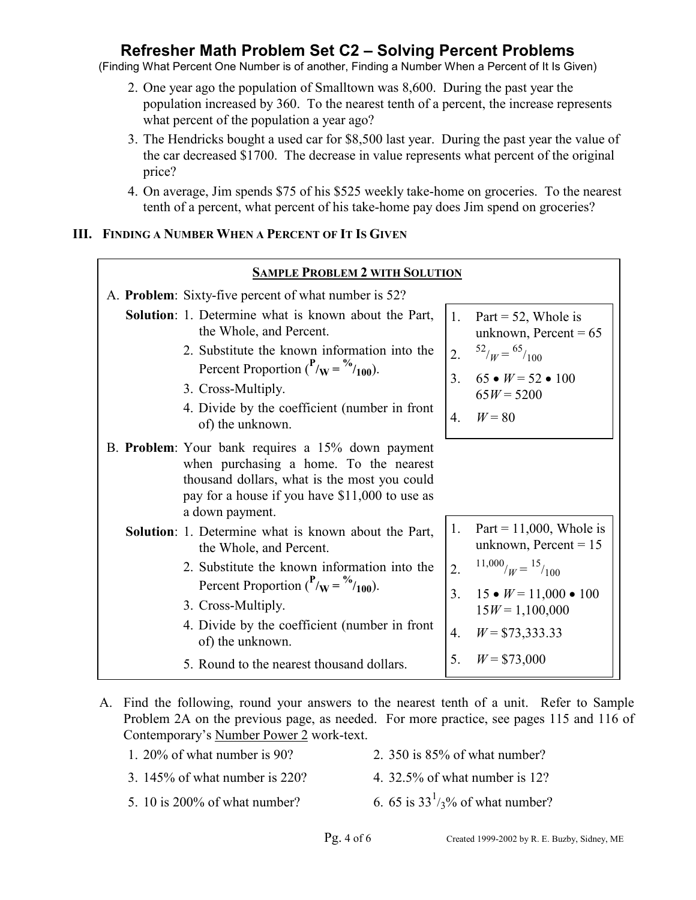2. One year ago the population of Smalltown was 8,600. During the past year the population increased by 360. To the nearest tenth of a percent, the increase represents what percent of the population a year ago?
3. The Hendricks bought a used car for $8,500 last year. During the past year the value of the car decreased $1700. The decrease in value represents what percent of the original price?
4. On average, Jim spends $75 of his $525 weekly take-home on groceries. To the nearest tenth of a percent, what percent of his take-home pay does Jim spend on groceries?

### III. Finding a Number When a Percent of It Is Given

**SAMPLE PROBLEM 2 WITH SOLUTION**

A. **Problem**: Sixty-five percent of what number is 52?

**Solution**:

| Step | Work |
|---|---|
| 1. Determine what is known about the Part, the Whole, and Percent. | 1. Part = 52, Whole is unknown, Percent = 65 |
| 2. Substitute the known information into the Percent Proportion ($^{P}/_{W} = ^{\%}/_{100}$). | 2. $^{52}/_{W} = ^{65}/_{100}$ |
| 3. Cross-Multiply. | 3. $65 \bullet W = 52 \bullet 100$; $65W = 5200$ |
| 4. Divide by the coefficient (number in front of) the unknown. | 4. $W = 80$ |

B. **Problem**: Your bank requires a 15% down payment when purchasing a home. To the nearest thousand dollars, what is the most you could pay for a house if you have $11,000 to use as a down payment.

**Solution**:

| Step | Work |
|---|---|
| 1. Determine what is known about the Part, the Whole, and Percent. | 1. Part = 11,000, Whole is unknown, Percent = 15 |
| 2. Substitute the known information into the Percent Proportion ($^{P}/_{W} = ^{\%}/_{100}$). | 2. $^{11{,}000}/_{W} = ^{15}/_{100}$ |
| 3. Cross-Multiply. | 3. $15 \bullet W = 11{,}000 \bullet 100$; $15W = 1{,}100{,}000$ |
| 4. Divide by the coefficient (number in front of) the unknown. | 4. $W = \$73{,}333.33$ |
| 5. Round to the nearest thousand dollars. | 5. $W = \$73{,}000$ |

A. Find the following, round your answers to the nearest tenth of a unit. Refer to Sample Problem 2A on the previous page, as needed. For more practice, see pages 115 and 116 of Contemporary's Number Power 2 work-text.

1. 20% of what number is 90?
2. 350 is 85% of what number?
3. 145% of what number is 220?
4. 32.5% of what number is 12?
5. 10 is 200% of what number?
6. 65 is $33^{1}/_{3}$% of what number?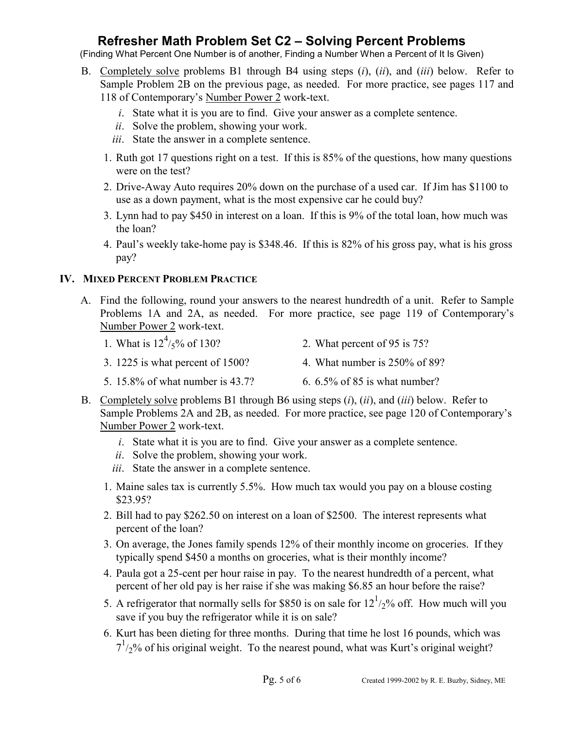# Refresher Math Problem Set C2 – Solving Percent Problems

(Finding What Percent One Number is of another, Finding a Number When a Percent of It Is Given)

B. Completely solve problems B1 through B4 using steps (*i*), (*ii*), and (*iii*) below. Refer to Sample Problem 2B on the previous page, as needed. For more practice, see pages 117 and 118 of Contemporary's Number Power 2 work-text.

   *i*. State what it is you are to find. Give your answer as a complete sentence.
   *ii*. Solve the problem, showing your work.
   *iii*. State the answer in a complete sentence.

1. Ruth got 17 questions right on a test. If this is 85% of the questions, how many questions were on the test?
2. Drive-Away Auto requires 20% down on the purchase of a used car. If Jim has $1100 to use as a down payment, what is the most expensive car he could buy?
3. Lynn had to pay $450 in interest on a loan. If this is 9% of the total loan, how much was the loan?
4. Paul's weekly take-home pay is $348.46. If this is 82% of his gross pay, what is his gross pay?

## IV. Mixed Percent Problem Practice

A. Find the following, round your answers to the nearest hundredth of a unit. Refer to Sample Problems 1A and 2A, as needed. For more practice, see page 119 of Contemporary's Number Power 2 work-text.

1. What is $12\frac{4}{5}$% of 130?
2. What percent of 95 is 75?
3. 1225 is what percent of 1500?
4. What number is 250% of 89?
5. 15.8% of what number is 43.7?
6. 6.5% of 85 is what number?

B. Completely solve problems B1 through B6 using steps (*i*), (*ii*), and (*iii*) below. Refer to Sample Problems 2A and 2B, as needed. For more practice, see page 120 of Contemporary's Number Power 2 work-text.

   *i*. State what it is you are to find. Give your answer as a complete sentence.
   *ii*. Solve the problem, showing your work.
   *iii*. State the answer in a complete sentence.

1. Maine sales tax is currently 5.5%. How much tax would you pay on a blouse costing $23.95?
2. Bill had to pay $262.50 on interest on a loan of $2500. The interest represents what percent of the loan?
3. On average, the Jones family spends 12% of their monthly income on groceries. If they typically spend $450 a months on groceries, what is their monthly income?
4. Paula got a 25-cent per hour raise in pay. To the nearest hundredth of a percent, what percent of her old pay is her raise if she was making $6.85 an hour before the raise?
5. A refrigerator that normally sells for $850 is on sale for $12\frac{1}{2}$% off. How much will you save if you buy the refrigerator while it is on sale?
6. Kurt has been dieting for three months. During that time he lost 16 pounds, which was $7\frac{1}{2}$% of his original weight. To the nearest pound, what was Kurt's original weight?

Created 1999-2002 by R. E. Buzby, Sidney, ME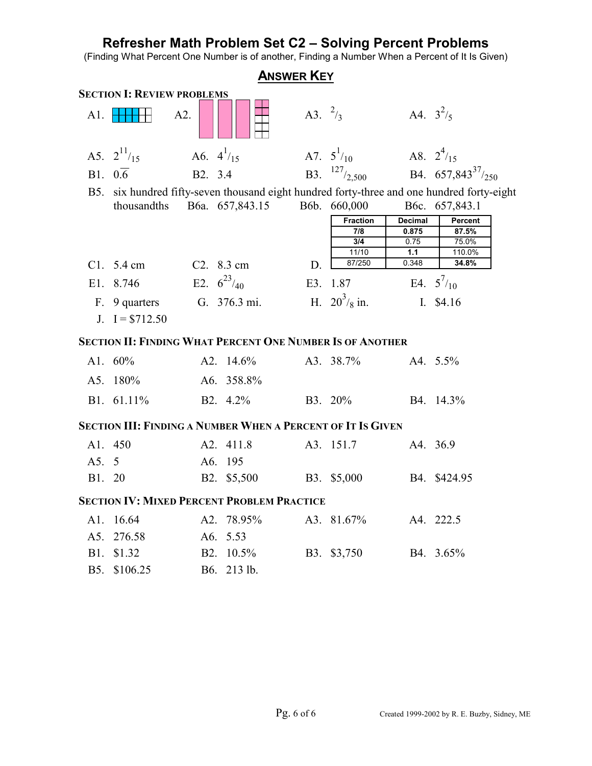# Refresher Math Problem Set C2 – Solving Percent Problems

(Finding What Percent One Number is of another, Finding a Number When a Percent of It Is Given)

## ANSWER KEY

### SECTION I: REVIEW PROBLEMS

A1. A2. A3. $^{2}/_{3}$ A4. $3^{2}/_{5}$

A5. $2^{11}/_{15}$ A6. $4^{1}/_{15}$ A7. $5^{1}/_{10}$ A8. $2^{4}/_{15}$

B1. $0.\overline{6}$ B2. 3.4 B3. $^{127}/_{2,500}$ B4. $657,843^{37}/_{250}$

B5. six hundred fifty-seven thousand eight hundred forty-three and one hundred forty-eight thousandths B6a. 657,843.15 B6b. 660,000 B6c. 657,843.1

C1. 5.4 cm C2. 8.3 cm

D.

| Fraction | Decimal | Percent |
|---|---|---|
| **7/8** | **0.875** | **87.5%** |
| **3/4** | 0.75 | 75.0% |
| 11/10 | **1.1** | 110.0% |
| 87/250 | 0.348 | **34.8%** |

E1. 8.746 E2. $6^{23}/_{40}$ E3. 1.87 E4. $5^{7}/_{10}$

F. 9 quarters G. 376.3 mi. H. $20^{3}/_{8}$ in. I. $4.16

J. I = $712.50

### SECTION II: FINDING WHAT PERCENT ONE NUMBER IS OF ANOTHER

A1. 60% A2. 14.6% A3. 38.7% A4. 5.5%

A5. 180% A6. 358.8%

B1. 61.11% B2. 4.2% B3. 20% B4. 14.3%

### SECTION III: FINDING A NUMBER WHEN A PERCENT OF IT IS GIVEN

A1. 450 A2. 411.8 A3. 151.7 A4. 36.9

A5. 5 A6. 195

B1. 20 B2. $5,500 B3. $5,000 B4. $424.95

### SECTION IV: MIXED PERCENT PROBLEM PRACTICE

A1. 16.64 A2. 78.95% A3. 81.67% A4. 222.5

A5. 276.58 A6. 5.53

B1. $1.32 B2. 10.5% B3. $3,750 B4. 3.65%

B5. $106.25 B6. 213 lb.

Created 1999-2002 by R. E. Buzby, Sidney, ME